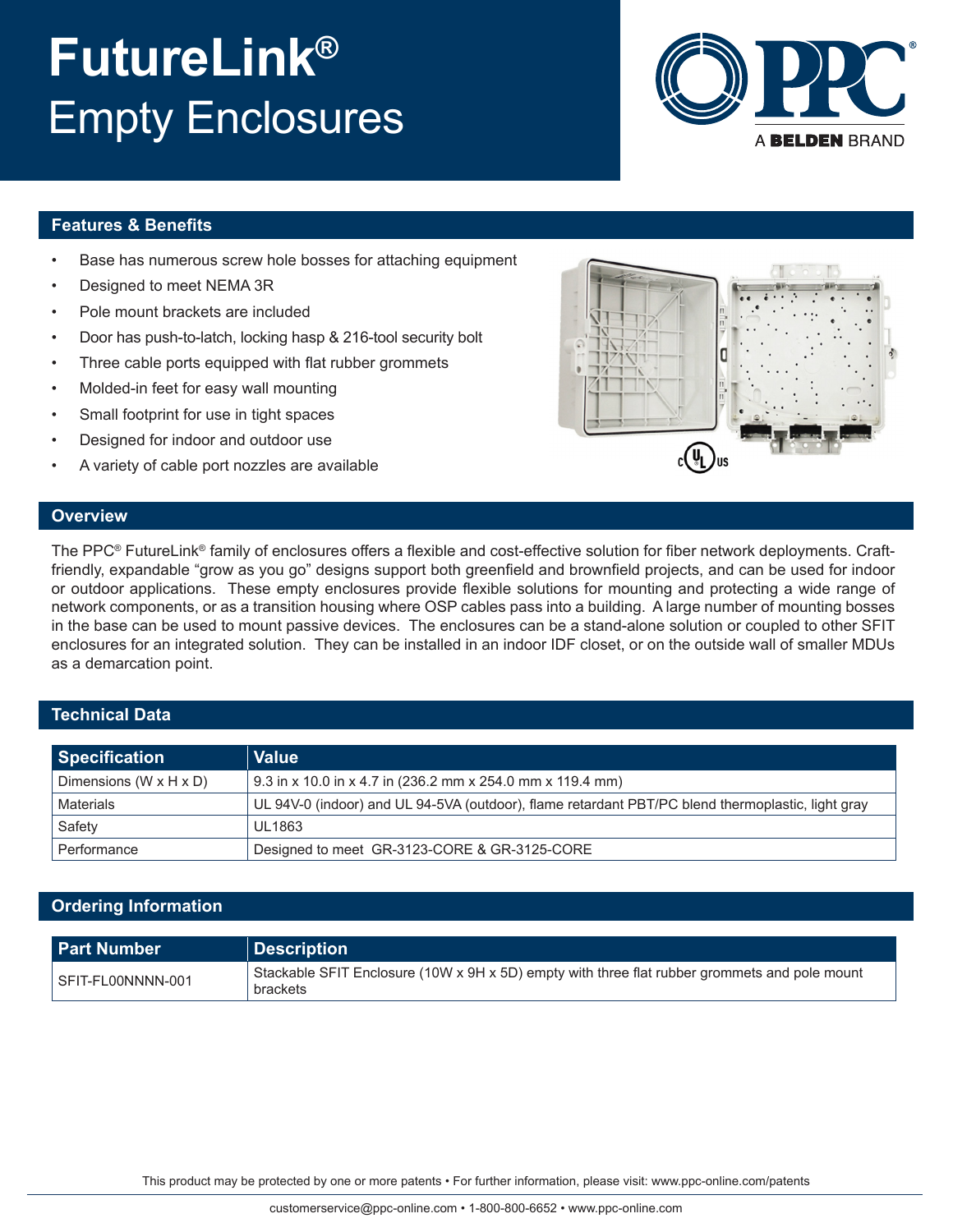# FutureLink® Empty Enclosures

## Features & Benefits

- Base has numerous screw hole bosses for attaching equipment
- Designed to meet NEMA 3R
- Pole mount brackets are included
- Door has push-to-latch, locking hasp & 216-tool security bolt
- Three cable ports equipped with flat rubber grommets
- Molded-in feet for easy wall mounting
- Small footprint for use in tight spaces
- Designed for indoor and outdoor use
- A variety of cable port nozzles are available

## Overview

The PPC® FutureLink® family of enclosures offers a flexible and cost-effective solution for fiber network deployments. Craft-friendly, expandable "grow as you go" designs support both greenfield and brownfield projects, and can be used for indoor or outdoor applications. These empty enclosures provide flexible solutions for mounting and protecting a wide range of network components, or as a transition housing where OSP cables pass into a building. A large number of mounting bosses in the base can be used to mount passive devices. The enclosures can be a stand-alone solution or coupled to other SFIT enclosures for an integrated solution. They can be installed in an indoor IDF closet, or on the outside wall of smaller MDUs as a demarcation point.

## Technical Data

| Specification | Value |
|---|---|
| Dimensions (W x H x D) | 9.3 in x 10.0 in x 4.7 in (236.2 mm x 254.0 mm x 119.4 mm) |
| Materials | UL 94V-0 (indoor) and UL 94-5VA (outdoor), flame retardant PBT/PC blend thermoplastic, light gray |
| Safety | UL1863 |
| Performance | Designed to meet GR-3123-CORE & GR-3125-CORE |

## Ordering Information

| Part Number | Description |
|---|---|
| SFIT-FL00NNNN-001 | Stackable SFIT Enclosure (10W x 9H x 5D) empty with three flat rubber grommets and pole mount brackets |

This product may be protected by one or more patents • For further information, please visit: www.ppc-online.com/patents

customerservice@ppc-online.com • 1-800-800-6652 • www.ppc-online.com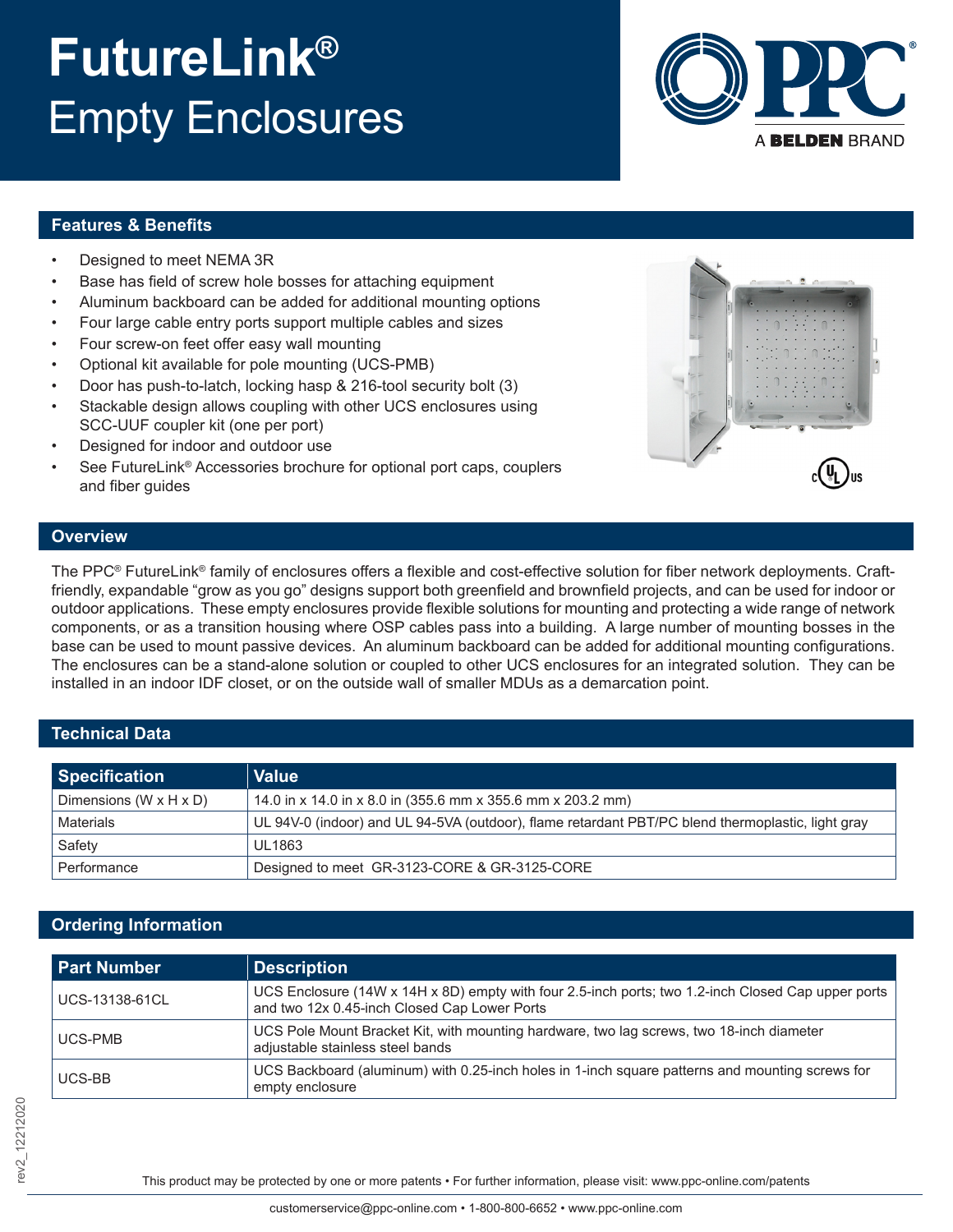# FutureLink® Empty Enclosures

PPC® A BELDEN BRAND

## Features & Benefits

- Designed to meet NEMA 3R
- Base has field of screw hole bosses for attaching equipment
- Aluminum backboard can be added for additional mounting options
- Four large cable entry ports support multiple cables and sizes
- Four screw-on feet offer easy wall mounting
- Optional kit available for pole mounting (UCS-PMB)
- Door has push-to-latch, locking hasp & 216-tool security bolt (3)
- Stackable design allows coupling with other UCS enclosures using SCC-UUF coupler kit (one per port)
- Designed for indoor and outdoor use
- See FutureLink® Accessories brochure for optional port caps, couplers and fiber guides

## Overview

The PPC® FutureLink® family of enclosures offers a flexible and cost-effective solution for fiber network deployments. Craft-friendly, expandable "grow as you go" designs support both greenfield and brownfield projects, and can be used for indoor or outdoor applications. These empty enclosures provide flexible solutions for mounting and protecting a wide range of network components, or as a transition housing where OSP cables pass into a building. A large number of mounting bosses in the base can be used to mount passive devices. An aluminum backboard can be added for additional mounting configurations. The enclosures can be a stand-alone solution or coupled to other UCS enclosures for an integrated solution. They can be installed in an indoor IDF closet, or on the outside wall of smaller MDUs as a demarcation point.

## Technical Data

| Specification | Value |
|---|---|
| Dimensions (W x H x D) | 14.0 in x 14.0 in x 8.0 in (355.6 mm x 355.6 mm x 203.2 mm) |
| Materials | UL 94V-0 (indoor) and UL 94-5VA (outdoor), flame retardant PBT/PC blend thermoplastic, light gray |
| Safety | UL1863 |
| Performance | Designed to meet GR-3123-CORE & GR-3125-CORE |

## Ordering Information

| Part Number | Description |
|---|---|
| UCS-13138-61CL | UCS Enclosure (14W x 14H x 8D) empty with four 2.5-inch ports; two 1.2-inch Closed Cap upper ports and two 12x 0.45-inch Closed Cap Lower Ports |
| UCS-PMB | UCS Pole Mount Bracket Kit, with mounting hardware, two lag screws, two 18-inch diameter adjustable stainless steel bands |
| UCS-BB | UCS Backboard (aluminum) with 0.25-inch holes in 1-inch square patterns and mounting screws for empty enclosure |

rev2_12212020

This product may be protected by one or more patents • For further information, please visit: www.ppc-online.com/patents

customerservice@ppc-online.com • 1-800-800-6652 • www.ppc-online.com